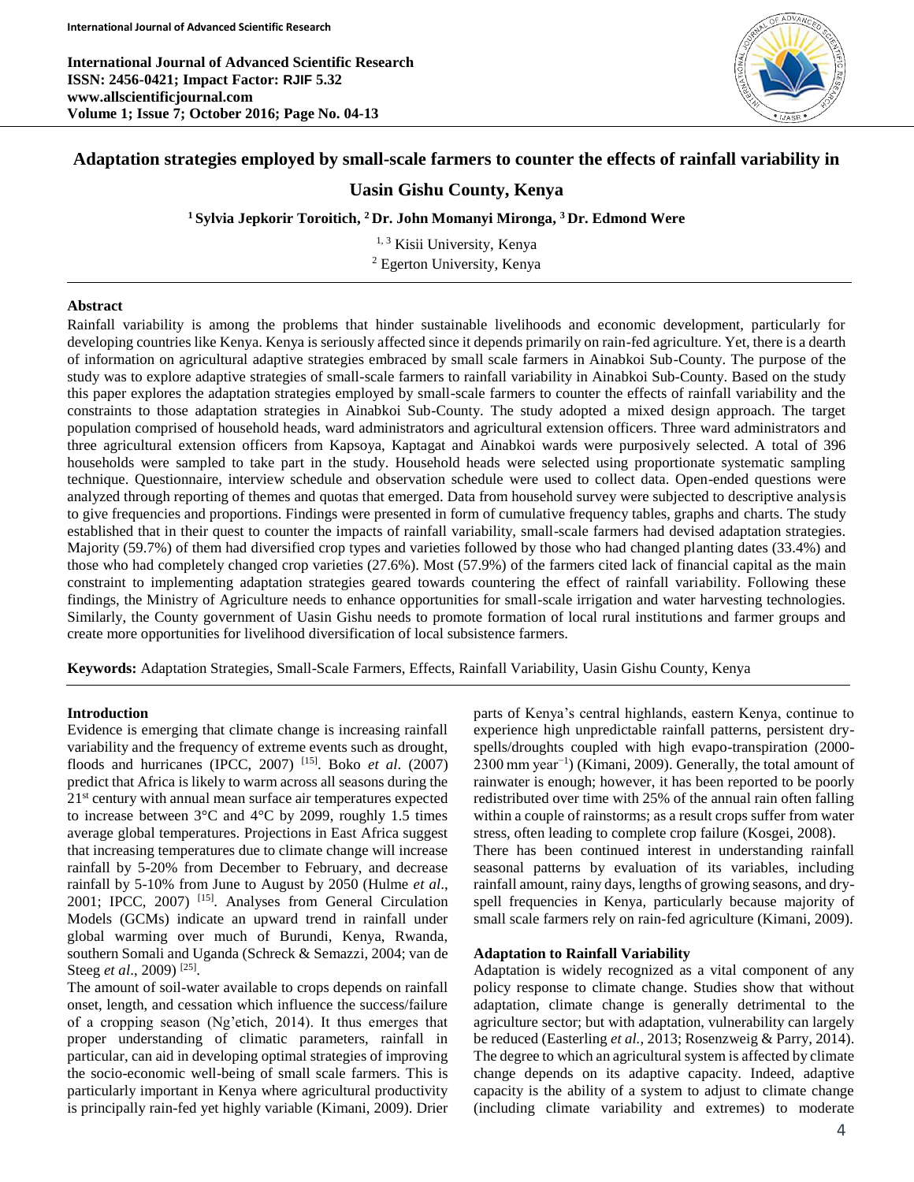# Adaptation strategies employed by small-scale farmers to counter the effects of rainfall variability in Uasin Gishu County, Kenya

**[1] Sylvia Jepkorir Toroitich, [2] Dr. John Momanyi Mironga, [3] Dr. Edmond Were**

[1, 3] Kisii University, Kenya
[2] Egerton University, Kenya

## Abstract

Rainfall variability is among the problems that hinder sustainable livelihoods and economic development, particularly for developing countries like Kenya. Kenya is seriously affected since it depends primarily on rain-fed agriculture. Yet, there is a dearth of information on agricultural adaptive strategies embraced by small scale farmers in Ainabkoi Sub-County. The purpose of the study was to explore adaptive strategies of small-scale farmers to rainfall variability in Ainabkoi Sub-County. Based on the study this paper explores the adaptation strategies employed by small-scale farmers to counter the effects of rainfall variability and the constraints to those adaptation strategies in Ainabkoi Sub-County. The study adopted a mixed design approach. The target population comprised of household heads, ward administrators and agricultural extension officers. Three ward administrators and three agricultural extension officers from Kapsoya, Kaptagat and Ainabkoi wards were purposively selected. A total of 396 households were sampled to take part in the study. Household heads were selected using proportionate systematic sampling technique. Questionnaire, interview schedule and observation schedule were used to collect data. Open-ended questions were analyzed through reporting of themes and quotas that emerged. Data from household survey were subjected to descriptive analysis to give frequencies and proportions. Findings were presented in form of cumulative frequency tables, graphs and charts. The study established that in their quest to counter the impacts of rainfall variability, small-scale farmers had devised adaptation strategies. Majority (59.7%) of them had diversified crop types and varieties followed by those who had changed planting dates (33.4%) and those who had completely changed crop varieties (27.6%). Most (57.9%) of the farmers cited lack of financial capital as the main constraint to implementing adaptation strategies geared towards countering the effect of rainfall variability. Following these findings, the Ministry of Agriculture needs to enhance opportunities for small-scale irrigation and water harvesting technologies. Similarly, the County government of Uasin Gishu needs to promote formation of local rural institutions and farmer groups and create more opportunities for livelihood diversification of local subsistence farmers.

**Keywords:** Adaptation Strategies, Small-Scale Farmers, Effects, Rainfall Variability, Uasin Gishu County, Kenya

## Introduction

Evidence is emerging that climate change is increasing rainfall variability and the frequency of extreme events such as drought, floods and hurricanes (IPCC, 2007) [15]. Boko *et al*. (2007) predict that Africa is likely to warm across all seasons during the 21st century with annual mean surface air temperatures expected to increase between 3°C and 4°C by 2099, roughly 1.5 times average global temperatures. Projections in East Africa suggest that increasing temperatures due to climate change will increase rainfall by 5-20% from December to February, and decrease rainfall by 5-10% from June to August by 2050 (Hulme *et al*., 2001; IPCC, 2007) [15]. Analyses from General Circulation Models (GCMs) indicate an upward trend in rainfall under global warming over much of Burundi, Kenya, Rwanda, southern Somali and Uganda (Schreck & Semazzi, 2004; van de Steeg *et al*., 2009) [25].

The amount of soil-water available to crops depends on rainfall onset, length, and cessation which influence the success/failure of a cropping season (Ng'etich, 2014). It thus emerges that proper understanding of climatic parameters, rainfall in particular, can aid in developing optimal strategies of improving the socio-economic well-being of small scale farmers. This is particularly important in Kenya where agricultural productivity is principally rain-fed yet highly variable (Kimani, 2009). Drier parts of Kenya's central highlands, eastern Kenya, continue to experience high unpredictable rainfall patterns, persistent dry-spells/droughts coupled with high evapo-transpiration (2000-2300 mm year$^{-1}$) (Kimani, 2009). Generally, the total amount of rainwater is enough; however, it has been reported to be poorly redistributed over time with 25% of the annual rain often falling within a couple of rainstorms; as a result crops suffer from water stress, often leading to complete crop failure (Kosgei, 2008).

There has been continued interest in understanding rainfall seasonal patterns by evaluation of its variables, including rainfall amount, rainy days, lengths of growing seasons, and dry-spell frequencies in Kenya, particularly because majority of small scale farmers rely on rain-fed agriculture (Kimani, 2009).

### Adaptation to Rainfall Variability

Adaptation is widely recognized as a vital component of any policy response to climate change. Studies show that without adaptation, climate change is generally detrimental to the agriculture sector; but with adaptation, vulnerability can largely be reduced (Easterling *et al.*, 2013; Rosenzweig & Parry, 2014). The degree to which an agricultural system is affected by climate change depends on its adaptive capacity. Indeed, adaptive capacity is the ability of a system to adjust to climate change (including climate variability and extremes) to moderate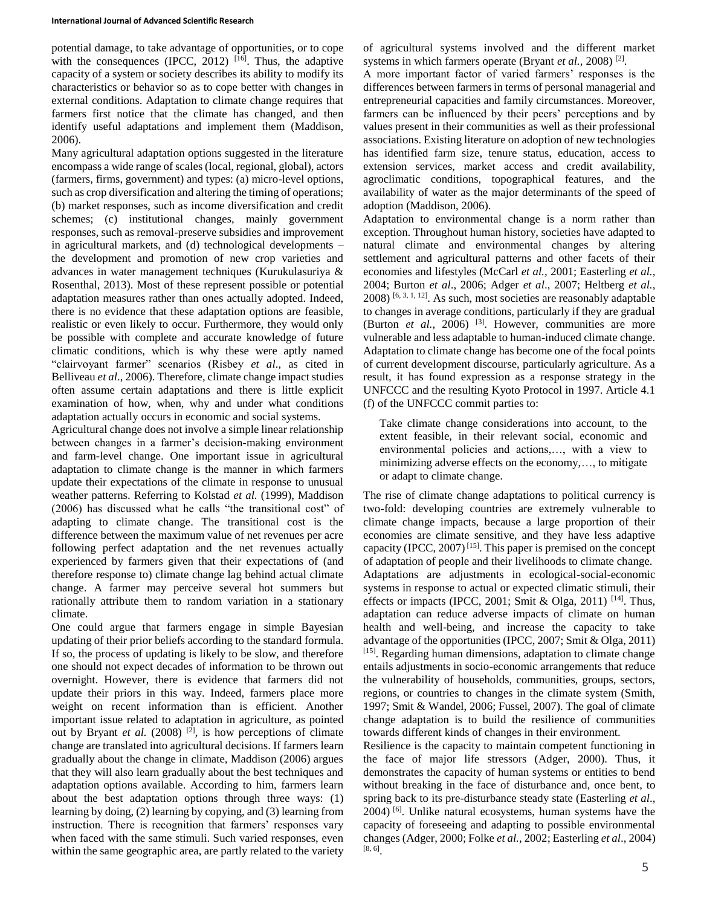potential damage, to take advantage of opportunities, or to cope with the consequences (IPCC, 2012) [16]. Thus, the adaptive capacity of a system or society describes its ability to modify its characteristics or behavior so as to cope better with changes in external conditions. Adaptation to climate change requires that farmers first notice that the climate has changed, and then identify useful adaptations and implement them (Maddison, 2006).

Many agricultural adaptation options suggested in the literature encompass a wide range of scales (local, regional, global), actors (farmers, firms, government) and types: (a) micro-level options, such as crop diversification and altering the timing of operations; (b) market responses, such as income diversification and credit schemes; (c) institutional changes, mainly government responses, such as removal-preserve subsidies and improvement in agricultural markets, and (d) technological developments – the development and promotion of new crop varieties and advances in water management techniques (Kurukulasuriya & Rosenthal, 2013). Most of these represent possible or potential adaptation measures rather than ones actually adopted. Indeed, there is no evidence that these adaptation options are feasible, realistic or even likely to occur. Furthermore, they would only be possible with complete and accurate knowledge of future climatic conditions, which is why these were aptly named "clairvoyant farmer" scenarios (Risbey *et al*., as cited in Belliveau *et al*., 2006). Therefore, climate change impact studies often assume certain adaptations and there is little explicit examination of how, when, why and under what conditions adaptation actually occurs in economic and social systems.

Agricultural change does not involve a simple linear relationship between changes in a farmer's decision-making environment and farm-level change. One important issue in agricultural adaptation to climate change is the manner in which farmers update their expectations of the climate in response to unusual weather patterns. Referring to Kolstad *et al.* (1999), Maddison (2006) has discussed what he calls "the transitional cost" of adapting to climate change. The transitional cost is the difference between the maximum value of net revenues per acre following perfect adaptation and the net revenues actually experienced by farmers given that their expectations of (and therefore response to) climate change lag behind actual climate change. A farmer may perceive several hot summers but rationally attribute them to random variation in a stationary climate.

One could argue that farmers engage in simple Bayesian updating of their prior beliefs according to the standard formula. If so, the process of updating is likely to be slow, and therefore one should not expect decades of information to be thrown out overnight. However, there is evidence that farmers did not update their priors in this way. Indeed, farmers place more weight on recent information than is efficient. Another important issue related to adaptation in agriculture, as pointed out by Bryant *et al.* (2008) [2], is how perceptions of climate change are translated into agricultural decisions. If farmers learn gradually about the change in climate, Maddison (2006) argues that they will also learn gradually about the best techniques and adaptation options available. According to him, farmers learn about the best adaptation options through three ways: (1) learning by doing, (2) learning by copying, and (3) learning from instruction. There is recognition that farmers' responses vary when faced with the same stimuli. Such varied responses, even within the same geographic area, are partly related to the variety of agricultural systems involved and the different market systems in which farmers operate (Bryant *et al.*, 2008) [2].

A more important factor of varied farmers' responses is the differences between farmers in terms of personal managerial and entrepreneurial capacities and family circumstances. Moreover, farmers can be influenced by their peers' perceptions and by values present in their communities as well as their professional associations. Existing literature on adoption of new technologies has identified farm size, tenure status, education, access to extension services, market access and credit availability, agroclimatic conditions, topographical features, and the availability of water as the major determinants of the speed of adoption (Maddison, 2006).

Adaptation to environmental change is a norm rather than exception. Throughout human history, societies have adapted to natural climate and environmental changes by altering settlement and agricultural patterns and other facets of their economies and lifestyles (McCarl *et al.,* 2001; Easterling *et al.,* 2004; Burton *et al*., 2006; Adger *et al*., 2007; Heltberg *et al.,* 2008) [6, 3, 1, 12]. As such, most societies are reasonably adaptable to changes in average conditions, particularly if they are gradual (Burton *et al.,* 2006) [3]. However, communities are more vulnerable and less adaptable to human-induced climate change. Adaptation to climate change has become one of the focal points of current development discourse, particularly agriculture. As a result, it has found expression as a response strategy in the UNFCCC and the resulting Kyoto Protocol in 1997. Article 4.1 (f) of the UNFCCC commit parties to:

> Take climate change considerations into account, to the extent feasible, in their relevant social, economic and environmental policies and actions,…, with a view to minimizing adverse effects on the economy,…, to mitigate or adapt to climate change.

The rise of climate change adaptations to political currency is two-fold: developing countries are extremely vulnerable to climate change impacts, because a large proportion of their economies are climate sensitive, and they have less adaptive capacity (IPCC, 2007) [15]. This paper is premised on the concept of adaptation of people and their livelihoods to climate change.

Adaptations are adjustments in ecological-social-economic systems in response to actual or expected climatic stimuli, their effects or impacts (IPCC, 2001; Smit & Olga, 2011) [14]. Thus, adaptation can reduce adverse impacts of climate on human health and well-being, and increase the capacity to take advantage of the opportunities (IPCC, 2007; Smit & Olga, 2011) [15]. Regarding human dimensions, adaptation to climate change entails adjustments in socio-economic arrangements that reduce the vulnerability of households, communities, groups, sectors, regions, or countries to changes in the climate system (Smith, 1997; Smit & Wandel, 2006; Fussel, 2007). The goal of climate change adaptation is to build the resilience of communities towards different kinds of changes in their environment.

Resilience is the capacity to maintain competent functioning in the face of major life stressors (Adger, 2000). Thus, it demonstrates the capacity of human systems or entities to bend without breaking in the face of disturbance and, once bent, to spring back to its pre-disturbance steady state (Easterling *et al*., 2004) [6]. Unlike natural ecosystems, human systems have the capacity of foreseeing and adapting to possible environmental changes (Adger, 2000; Folke *et al.,* 2002; Easterling *et al*., 2004) [8, 6].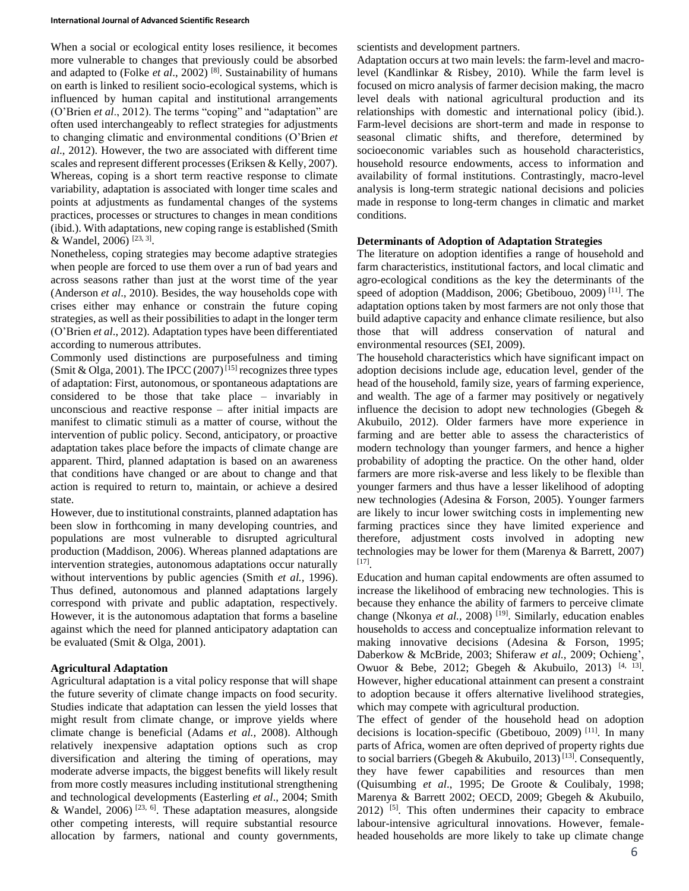When a social or ecological entity loses resilience, it becomes more vulnerable to changes that previously could be absorbed and adapted to (Folke *et al*., 2002) [8]. Sustainability of humans on earth is linked to resilient socio-ecological systems, which is influenced by human capital and institutional arrangements (O'Brien *et al*., 2012). The terms "coping" and "adaptation" are often used interchangeably to reflect strategies for adjustments to changing climatic and environmental conditions (O'Brien *et al*., 2012). However, the two are associated with different time scales and represent different processes (Eriksen & Kelly, 2007). Whereas, coping is a short term reactive response to climate variability, adaptation is associated with longer time scales and points at adjustments as fundamental changes of the systems practices, processes or structures to changes in mean conditions (ibid.). With adaptations, new coping range is established (Smith & Wandel, 2006) [23, 3].

Nonetheless, coping strategies may become adaptive strategies when people are forced to use them over a run of bad years and across seasons rather than just at the worst time of the year (Anderson *et al*., 2010). Besides, the way households cope with crises either may enhance or constrain the future coping strategies, as well as their possibilities to adapt in the longer term (O'Brien *et al*., 2012). Adaptation types have been differentiated according to numerous attributes.

Commonly used distinctions are purposefulness and timing (Smit & Olga, 2001). The IPCC (2007) [15] recognizes three types of adaptation: First, autonomous, or spontaneous adaptations are considered to be those that take place – invariably in unconscious and reactive response – after initial impacts are manifest to climatic stimuli as a matter of course, without the intervention of public policy. Second, anticipatory, or proactive adaptation takes place before the impacts of climate change are apparent. Third, planned adaptation is based on an awareness that conditions have changed or are about to change and that action is required to return to, maintain, or achieve a desired state.

However, due to institutional constraints, planned adaptation has been slow in forthcoming in many developing countries, and populations are most vulnerable to disrupted agricultural production (Maddison, 2006). Whereas planned adaptations are intervention strategies, autonomous adaptations occur naturally without interventions by public agencies (Smith *et al.,* 1996). Thus defined, autonomous and planned adaptations largely correspond with private and public adaptation, respectively. However, it is the autonomous adaptation that forms a baseline against which the need for planned anticipatory adaptation can be evaluated (Smit & Olga, 2001).

## Agricultural Adaptation

Agricultural adaptation is a vital policy response that will shape the future severity of climate change impacts on food security. Studies indicate that adaptation can lessen the yield losses that might result from climate change, or improve yields where climate change is beneficial (Adams *et al.,* 2008). Although relatively inexpensive adaptation options such as crop diversification and altering the timing of operations, may moderate adverse impacts, the biggest benefits will likely result from more costly measures including institutional strengthening and technological developments (Easterling *et al*., 2004; Smith & Wandel, 2006) [23, 6]. These adaptation measures, alongside other competing interests, will require substantial resource allocation by farmers, national and county governments, scientists and development partners.

Adaptation occurs at two main levels: the farm-level and macro-level (Kandlinkar & Risbey, 2010). While the farm level is focused on micro analysis of farmer decision making, the macro level deals with national agricultural production and its relationships with domestic and international policy (ibid.). Farm-level decisions are short-term and made in response to seasonal climatic shifts, and therefore, determined by socioeconomic variables such as household characteristics, household resource endowments, access to information and availability of formal institutions. Contrastingly, macro-level analysis is long-term strategic national decisions and policies made in response to long-term changes in climatic and market conditions.

## Determinants of Adoption of Adaptation Strategies

The literature on adoption identifies a range of household and farm characteristics, institutional factors, and local climatic and agro-ecological conditions as the key the determinants of the speed of adoption (Maddison, 2006; Gbetibouo, 2009) [11]. The adaptation options taken by most farmers are not only those that build adaptive capacity and enhance climate resilience, but also those that will address conservation of natural and environmental resources (SEI, 2009).

The household characteristics which have significant impact on adoption decisions include age, education level, gender of the head of the household, family size, years of farming experience, and wealth. The age of a farmer may positively or negatively influence the decision to adopt new technologies (Gbegeh & Akubuilo, 2012). Older farmers have more experience in farming and are better able to assess the characteristics of modern technology than younger farmers, and hence a higher probability of adopting the practice. On the other hand, older farmers are more risk-averse and less likely to be flexible than younger farmers and thus have a lesser likelihood of adopting new technologies (Adesina & Forson, 2005). Younger farmers are likely to incur lower switching costs in implementing new farming practices since they have limited experience and therefore, adjustment costs involved in adopting new technologies may be lower for them (Marenya & Barrett, 2007) [17].

Education and human capital endowments are often assumed to increase the likelihood of embracing new technologies. This is because they enhance the ability of farmers to perceive climate change (Nkonya *et al.,* 2008) [19]. Similarly, education enables households to access and conceptualize information relevant to making innovative decisions (Adesina & Forson, 1995; Daberkow & McBride, 2003; Shiferaw *et al.,* 2009; Ochieng', Owuor & Bebe, 2012; Gbegeh & Akubuilo, 2013) [4, 13]. However, higher educational attainment can present a constraint to adoption because it offers alternative livelihood strategies, which may compete with agricultural production.

The effect of gender of the household head on adoption decisions is location-specific (Gbetibouo, 2009) [11]. In many parts of Africa, women are often deprived of property rights due to social barriers (Gbegeh & Akubuilo, 2013) [13]. Consequently, they have fewer capabilities and resources than men (Quisumbing *et al*., 1995; De Groote & Coulibaly, 1998; Marenya & Barrett 2002; OECD, 2009; Gbegeh & Akubuilo, 2012) [5]. This often undermines their capacity to embrace labour-intensive agricultural innovations. However, female-headed households are more likely to take up climate change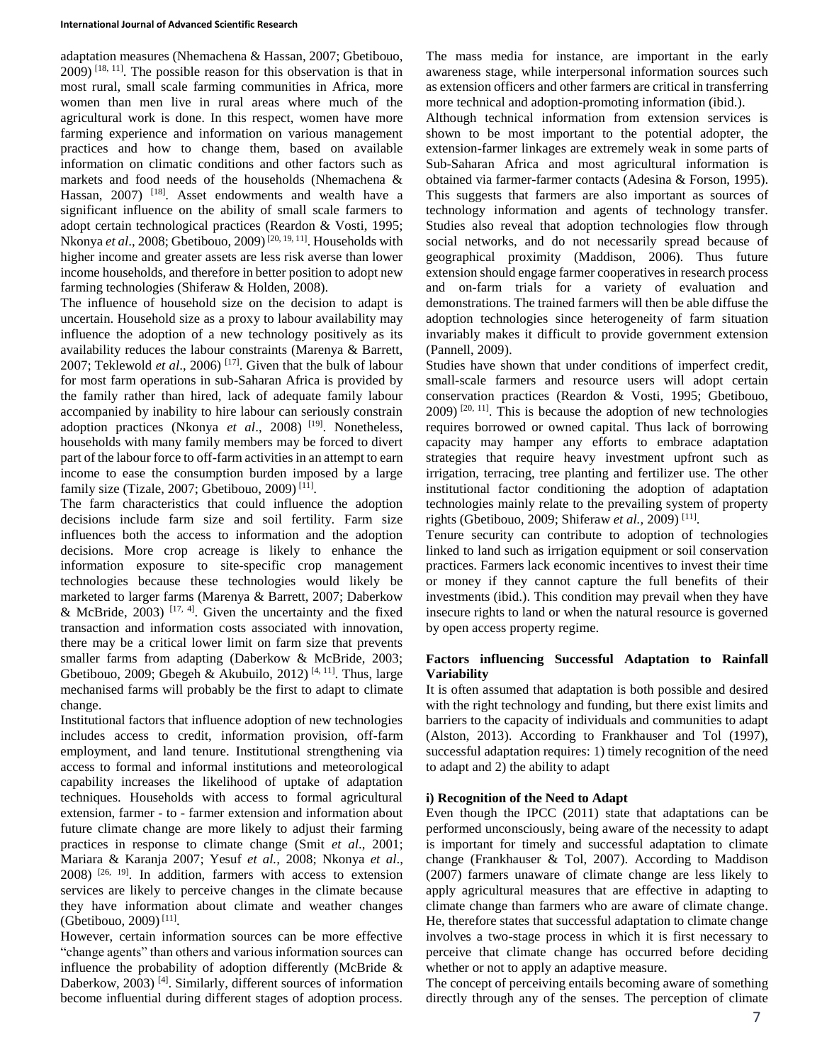adaptation measures (Nhemachena & Hassan, 2007; Gbetibouo, 2009) [18, 11]. The possible reason for this observation is that in most rural, small scale farming communities in Africa, more women than men live in rural areas where much of the agricultural work is done. In this respect, women have more farming experience and information on various management practices and how to change them, based on available information on climatic conditions and other factors such as markets and food needs of the households (Nhemachena & Hassan, 2007) [18]. Asset endowments and wealth have a significant influence on the ability of small scale farmers to adopt certain technological practices (Reardon & Vosti, 1995; Nkonya *et al*., 2008; Gbetibouo, 2009) [20, 19, 11]. Households with higher income and greater assets are less risk averse than lower income households, and therefore in better position to adopt new farming technologies (Shiferaw & Holden, 2008).

The influence of household size on the decision to adapt is uncertain. Household size as a proxy to labour availability may influence the adoption of a new technology positively as its availability reduces the labour constraints (Marenya & Barrett, 2007; Teklewold *et al*., 2006) [17]. Given that the bulk of labour for most farm operations in sub-Saharan Africa is provided by the family rather than hired, lack of adequate family labour accompanied by inability to hire labour can seriously constrain adoption practices (Nkonya *et al*., 2008) [19]. Nonetheless, households with many family members may be forced to divert part of the labour force to off-farm activities in an attempt to earn income to ease the consumption burden imposed by a large family size (Tizale, 2007; Gbetibouo, 2009) [11].

The farm characteristics that could influence the adoption decisions include farm size and soil fertility. Farm size influences both the access to information and the adoption decisions. More crop acreage is likely to enhance the information exposure to site-specific crop management technologies because these technologies would likely be marketed to larger farms (Marenya & Barrett, 2007; Daberkow & McBride, 2003) [17, 4]. Given the uncertainty and the fixed transaction and information costs associated with innovation, there may be a critical lower limit on farm size that prevents smaller farms from adapting (Daberkow & McBride, 2003; Gbetibouo, 2009; Gbegeh & Akubuilo, 2012) [4, 11]. Thus, large mechanised farms will probably be the first to adapt to climate change.

Institutional factors that influence adoption of new technologies includes access to credit, information provision, off-farm employment, and land tenure. Institutional strengthening via access to formal and informal institutions and meteorological capability increases the likelihood of uptake of adaptation techniques. Households with access to formal agricultural extension, farmer - to - farmer extension and information about future climate change are more likely to adjust their farming practices in response to climate change (Smit *et al*., 2001; Mariara & Karanja 2007; Yesuf *et al.,* 2008; Nkonya *et al*., 2008) [26, 19]. In addition, farmers with access to extension services are likely to perceive changes in the climate because they have information about climate and weather changes (Gbetibouo, 2009) [11].

However, certain information sources can be more effective "change agents" than others and various information sources can influence the probability of adoption differently (McBride & Daberkow, 2003) [4]. Similarly, different sources of information become influential during different stages of adoption process. The mass media for instance, are important in the early awareness stage, while interpersonal information sources such as extension officers and other farmers are critical in transferring more technical and adoption-promoting information (ibid.).

Although technical information from extension services is shown to be most important to the potential adopter, the extension-farmer linkages are extremely weak in some parts of Sub-Saharan Africa and most agricultural information is obtained via farmer-farmer contacts (Adesina & Forson, 1995). This suggests that farmers are also important as sources of technology information and agents of technology transfer. Studies also reveal that adoption technologies flow through social networks, and do not necessarily spread because of geographical proximity (Maddison, 2006). Thus future extension should engage farmer cooperatives in research process and on-farm trials for a variety of evaluation and demonstrations. The trained farmers will then be able diffuse the adoption technologies since heterogeneity of farm situation invariably makes it difficult to provide government extension (Pannell, 2009).

Studies have shown that under conditions of imperfect credit, small-scale farmers and resource users will adopt certain conservation practices (Reardon & Vosti, 1995; Gbetibouo, 2009) [20, 11]. This is because the adoption of new technologies requires borrowed or owned capital. Thus lack of borrowing capacity may hamper any efforts to embrace adaptation strategies that require heavy investment upfront such as irrigation, terracing, tree planting and fertilizer use. The other institutional factor conditioning the adoption of adaptation technologies mainly relate to the prevailing system of property rights (Gbetibouo, 2009; Shiferaw *et al.,* 2009) [11].

Tenure security can contribute to adoption of technologies linked to land such as irrigation equipment or soil conservation practices. Farmers lack economic incentives to invest their time or money if they cannot capture the full benefits of their investments (ibid.). This condition may prevail when they have insecure rights to land or when the natural resource is governed by open access property regime.

## Factors influencing Successful Adaptation to Rainfall Variability

It is often assumed that adaptation is both possible and desired with the right technology and funding, but there exist limits and barriers to the capacity of individuals and communities to adapt (Alston, 2013). According to Frankhauser and Tol (1997), successful adaptation requires: 1) timely recognition of the need to adapt and 2) the ability to adapt

### i) Recognition of the Need to Adapt

Even though the IPCC (2011) state that adaptations can be performed unconsciously, being aware of the necessity to adapt is important for timely and successful adaptation to climate change (Frankhauser & Tol, 2007). According to Maddison (2007) farmers unaware of climate change are less likely to apply agricultural measures that are effective in adapting to climate change than farmers who are aware of climate change. He, therefore states that successful adaptation to climate change involves a two-stage process in which it is first necessary to perceive that climate change has occurred before deciding whether or not to apply an adaptive measure.

The concept of perceiving entails becoming aware of something directly through any of the senses. The perception of climate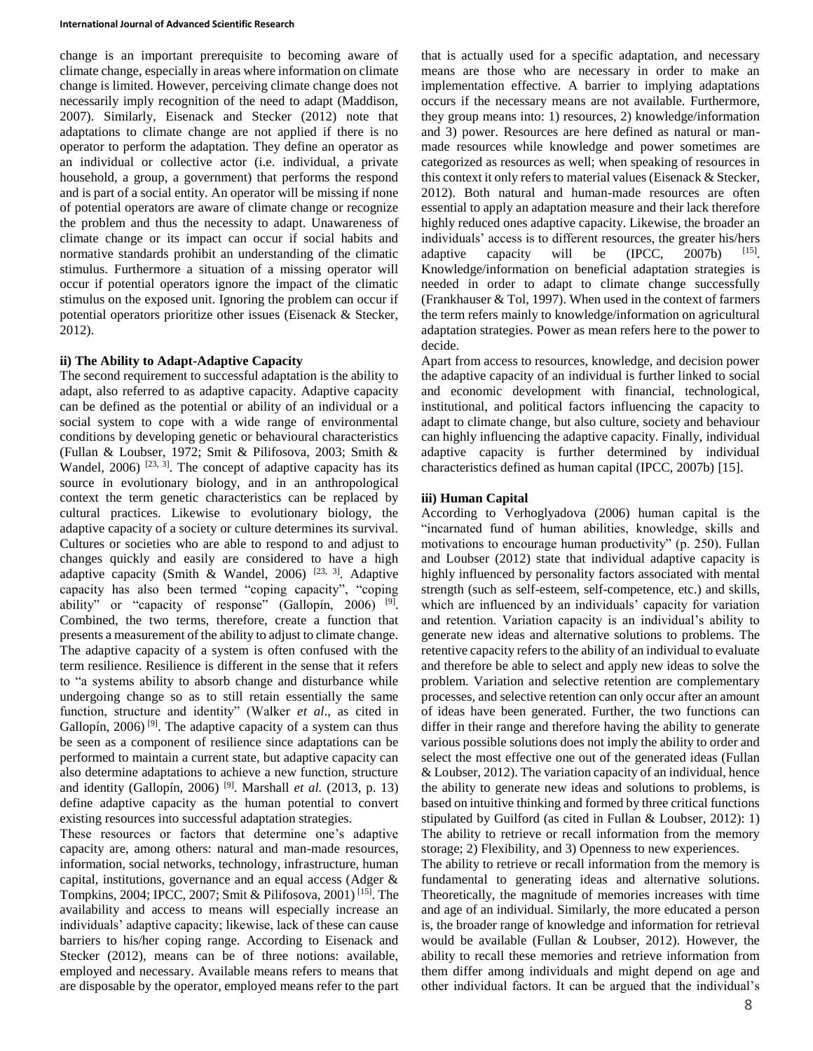change is an important prerequisite to becoming aware of climate change, especially in areas where information on climate change is limited. However, perceiving climate change does not necessarily imply recognition of the need to adapt (Maddison, 2007). Similarly, Eisenack and Stecker (2012) note that adaptations to climate change are not applied if there is no operator to perform the adaptation. They define an operator as an individual or collective actor (i.e. individual, a private household, a group, a government) that performs the respond and is part of a social entity. An operator will be missing if none of potential operators are aware of climate change or recognize the problem and thus the necessity to adapt. Unawareness of climate change or its impact can occur if social habits and normative standards prohibit an understanding of the climatic stimulus. Furthermore a situation of a missing operator will occur if potential operators ignore the impact of the climatic stimulus on the exposed unit. Ignoring the problem can occur if potential operators prioritize other issues (Eisenack & Stecker, 2012).

### ii) The Ability to Adapt-Adaptive Capacity

The second requirement to successful adaptation is the ability to adapt, also referred to as adaptive capacity. Adaptive capacity can be defined as the potential or ability of an individual or a social system to cope with a wide range of environmental conditions by developing genetic or behavioural characteristics (Fullan & Loubser, 1972; Smit & Pilifosova, 2003; Smith & Wandel, 2006) [23, 3]. The concept of adaptive capacity has its source in evolutionary biology, and in an anthropological context the term genetic characteristics can be replaced by cultural practices. Likewise to evolutionary biology, the adaptive capacity of a society or culture determines its survival. Cultures or societies who are able to respond to and adjust to changes quickly and easily are considered to have a high adaptive capacity (Smith & Wandel, 2006) [23, 3]. Adaptive capacity has also been termed "coping capacity", "coping ability" or "capacity of response" (Gallopín, 2006) [9]. Combined, the two terms, therefore, create a function that presents a measurement of the ability to adjust to climate change. The adaptive capacity of a system is often confused with the term resilience. Resilience is different in the sense that it refers to "a systems ability to absorb change and disturbance while undergoing change so as to still retain essentially the same function, structure and identity" (Walker *et al*., as cited in Gallopín, 2006) [9]. The adaptive capacity of a system can thus be seen as a component of resilience since adaptations can be performed to maintain a current state, but adaptive capacity can also determine adaptations to achieve a new function, structure and identity (Gallopín, 2006) [9]. Marshall *et al.* (2013, p. 13) define adaptive capacity as the human potential to convert existing resources into successful adaptation strategies.

These resources or factors that determine one's adaptive capacity are, among others: natural and man-made resources, information, social networks, technology, infrastructure, human capital, institutions, governance and an equal access (Adger & Tompkins, 2004; IPCC, 2007; Smit & Pilifosova, 2001) [15]. The availability and access to means will especially increase an individuals' adaptive capacity; likewise, lack of these can cause barriers to his/her coping range. According to Eisenack and Stecker (2012), means can be of three notions: available, employed and necessary. Available means refers to means that are disposable by the operator, employed means refer to the part that is actually used for a specific adaptation, and necessary means are those who are necessary in order to make an implementation effective. A barrier to implying adaptations occurs if the necessary means are not available. Furthermore, they group means into: 1) resources, 2) knowledge/information and 3) power. Resources are here defined as natural or man-made resources while knowledge and power sometimes are categorized as resources as well; when speaking of resources in this context it only refers to material values (Eisenack & Stecker, 2012). Both natural and human-made resources are often essential to apply an adaptation measure and their lack therefore highly reduced ones adaptive capacity. Likewise, the broader an individuals' access is to different resources, the greater his/hers adaptive capacity will be (IPCC, 2007b) [15]. Knowledge/information on beneficial adaptation strategies is needed in order to adapt to climate change successfully (Frankhauser & Tol, 1997). When used in the context of farmers the term refers mainly to knowledge/information on agricultural adaptation strategies. Power as mean refers here to the power to decide.

Apart from access to resources, knowledge, and decision power the adaptive capacity of an individual is further linked to social and economic development with financial, technological, institutional, and political factors influencing the capacity to adapt to climate change, but also culture, society and behaviour can highly influencing the adaptive capacity. Finally, individual adaptive capacity is further determined by individual characteristics defined as human capital (IPCC, 2007b) [15].

### iii) Human Capital

According to Verhoglyadova (2006) human capital is the "incarnated fund of human abilities, knowledge, skills and motivations to encourage human productivity" (p. 250). Fullan and Loubser (2012) state that individual adaptive capacity is highly influenced by personality factors associated with mental strength (such as self-esteem, self-competence, etc.) and skills, which are influenced by an individuals' capacity for variation and retention. Variation capacity is an individual's ability to generate new ideas and alternative solutions to problems. The retentive capacity refers to the ability of an individual to evaluate and therefore be able to select and apply new ideas to solve the problem. Variation and selective retention are complementary processes, and selective retention can only occur after an amount of ideas have been generated. Further, the two functions can differ in their range and therefore having the ability to generate various possible solutions does not imply the ability to order and select the most effective one out of the generated ideas (Fullan & Loubser, 2012). The variation capacity of an individual, hence the ability to generate new ideas and solutions to problems, is based on intuitive thinking and formed by three critical functions stipulated by Guilford (as cited in Fullan & Loubser, 2012): 1) The ability to retrieve or recall information from the memory storage; 2) Flexibility, and 3) Openness to new experiences.

The ability to retrieve or recall information from the memory is fundamental to generating ideas and alternative solutions. Theoretically, the magnitude of memories increases with time and age of an individual. Similarly, the more educated a person is, the broader range of knowledge and information for retrieval would be available (Fullan & Loubser, 2012). However, the ability to recall these memories and retrieve information from them differ among individuals and might depend on age and other individual factors. It can be argued that the individual's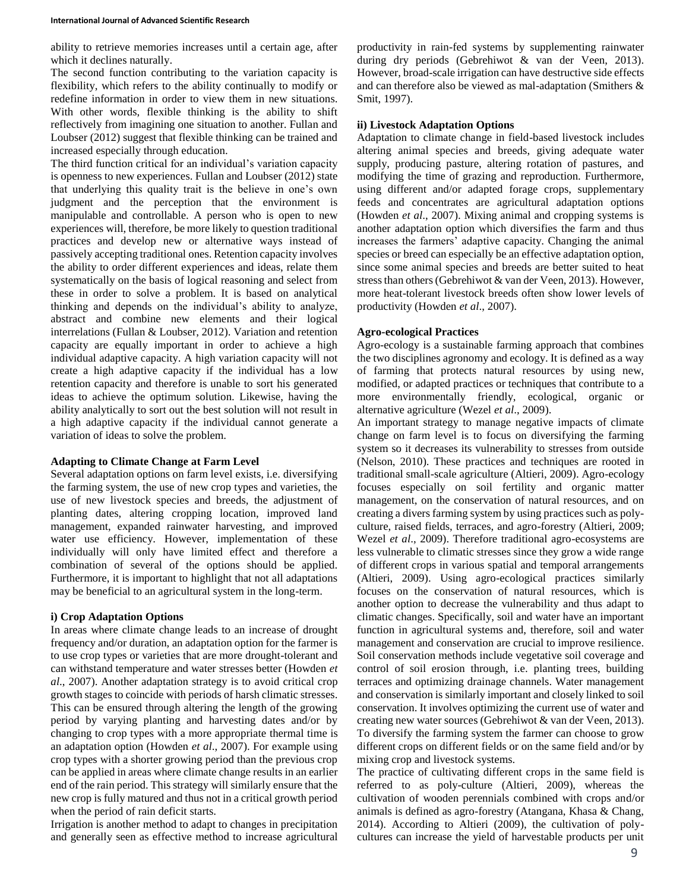ability to retrieve memories increases until a certain age, after which it declines naturally.

The second function contributing to the variation capacity is flexibility, which refers to the ability continually to modify or redefine information in order to view them in new situations. With other words, flexible thinking is the ability to shift reflectively from imagining one situation to another. Fullan and Loubser (2012) suggest that flexible thinking can be trained and increased especially through education.

The third function critical for an individual's variation capacity is openness to new experiences. Fullan and Loubser (2012) state that underlying this quality trait is the believe in one's own judgment and the perception that the environment is manipulable and controllable. A person who is open to new experiences will, therefore, be more likely to question traditional practices and develop new or alternative ways instead of passively accepting traditional ones. Retention capacity involves the ability to order different experiences and ideas, relate them systematically on the basis of logical reasoning and select from these in order to solve a problem. It is based on analytical thinking and depends on the individual's ability to analyze, abstract and combine new elements and their logical interrelations (Fullan & Loubser, 2012). Variation and retention capacity are equally important in order to achieve a high individual adaptive capacity. A high variation capacity will not create a high adaptive capacity if the individual has a low retention capacity and therefore is unable to sort his generated ideas to achieve the optimum solution. Likewise, having the ability analytically to sort out the best solution will not result in a high adaptive capacity if the individual cannot generate a variation of ideas to solve the problem.

**Adapting to Climate Change at Farm Level**

Several adaptation options on farm level exists, i.e. diversifying the farming system, the use of new crop types and varieties, the use of new livestock species and breeds, the adjustment of planting dates, altering cropping location, improved land management, expanded rainwater harvesting, and improved water use efficiency. However, implementation of these individually will only have limited effect and therefore a combination of several of the options should be applied. Furthermore, it is important to highlight that not all adaptations may be beneficial to an agricultural system in the long-term.

**i) Crop Adaptation Options**

In areas where climate change leads to an increase of drought frequency and/or duration, an adaptation option for the farmer is to use crop types or varieties that are more drought-tolerant and can withstand temperature and water stresses better (Howden *et al*., 2007). Another adaptation strategy is to avoid critical crop growth stages to coincide with periods of harsh climatic stresses. This can be ensured through altering the length of the growing period by varying planting and harvesting dates and/or by changing to crop types with a more appropriate thermal time is an adaptation option (Howden *et al*., 2007). For example using crop types with a shorter growing period than the previous crop can be applied in areas where climate change results in an earlier end of the rain period. This strategy will similarly ensure that the new crop is fully matured and thus not in a critical growth period when the period of rain deficit starts.

Irrigation is another method to adapt to changes in precipitation and generally seen as effective method to increase agricultural productivity in rain-fed systems by supplementing rainwater during dry periods (Gebrehiwot & van der Veen, 2013). However, broad-scale irrigation can have destructive side effects and can therefore also be viewed as mal-adaptation (Smithers & Smit, 1997).

**ii) Livestock Adaptation Options**

Adaptation to climate change in field-based livestock includes altering animal species and breeds, giving adequate water supply, producing pasture, altering rotation of pastures, and modifying the time of grazing and reproduction. Furthermore, using different and/or adapted forage crops, supplementary feeds and concentrates are agricultural adaptation options (Howden *et al*., 2007). Mixing animal and cropping systems is another adaptation option which diversifies the farm and thus increases the farmers' adaptive capacity. Changing the animal species or breed can especially be an effective adaptation option, since some animal species and breeds are better suited to heat stress than others (Gebrehiwot & van der Veen, 2013). However, more heat-tolerant livestock breeds often show lower levels of productivity (Howden *et al*., 2007).

**Agro-ecological Practices**

Agro-ecology is a sustainable farming approach that combines the two disciplines agronomy and ecology. It is defined as a way of farming that protects natural resources by using new, modified, or adapted practices or techniques that contribute to a more environmentally friendly, ecological, organic or alternative agriculture (Wezel *et al*., 2009).

An important strategy to manage negative impacts of climate change on farm level is to focus on diversifying the farming system so it decreases its vulnerability to stresses from outside (Nelson, 2010). These practices and techniques are rooted in traditional small-scale agriculture (Altieri, 2009). Agro-ecology focuses especially on soil fertility and organic matter management, on the conservation of natural resources, and on creating a divers farming system by using practices such as poly-culture, raised fields, terraces, and agro-forestry (Altieri, 2009; Wezel *et al*., 2009). Therefore traditional agro-ecosystems are less vulnerable to climatic stresses since they grow a wide range of different crops in various spatial and temporal arrangements (Altieri, 2009). Using agro-ecological practices similarly focuses on the conservation of natural resources, which is another option to decrease the vulnerability and thus adapt to climatic changes. Specifically, soil and water have an important function in agricultural systems and, therefore, soil and water management and conservation are crucial to improve resilience. Soil conservation methods include vegetative soil coverage and control of soil erosion through, i.e. planting trees, building terraces and optimizing drainage channels. Water management and conservation is similarly important and closely linked to soil conservation. It involves optimizing the current use of water and creating new water sources (Gebrehiwot & van der Veen, 2013). To diversify the farming system the farmer can choose to grow different crops on different fields or on the same field and/or by mixing crop and livestock systems.

The practice of cultivating different crops in the same field is referred to as poly-culture (Altieri, 2009), whereas the cultivation of wooden perennials combined with crops and/or animals is defined as agro-forestry (Atangana, Khasa & Chang, 2014). According to Altieri (2009), the cultivation of poly-cultures can increase the yield of harvestable products per unit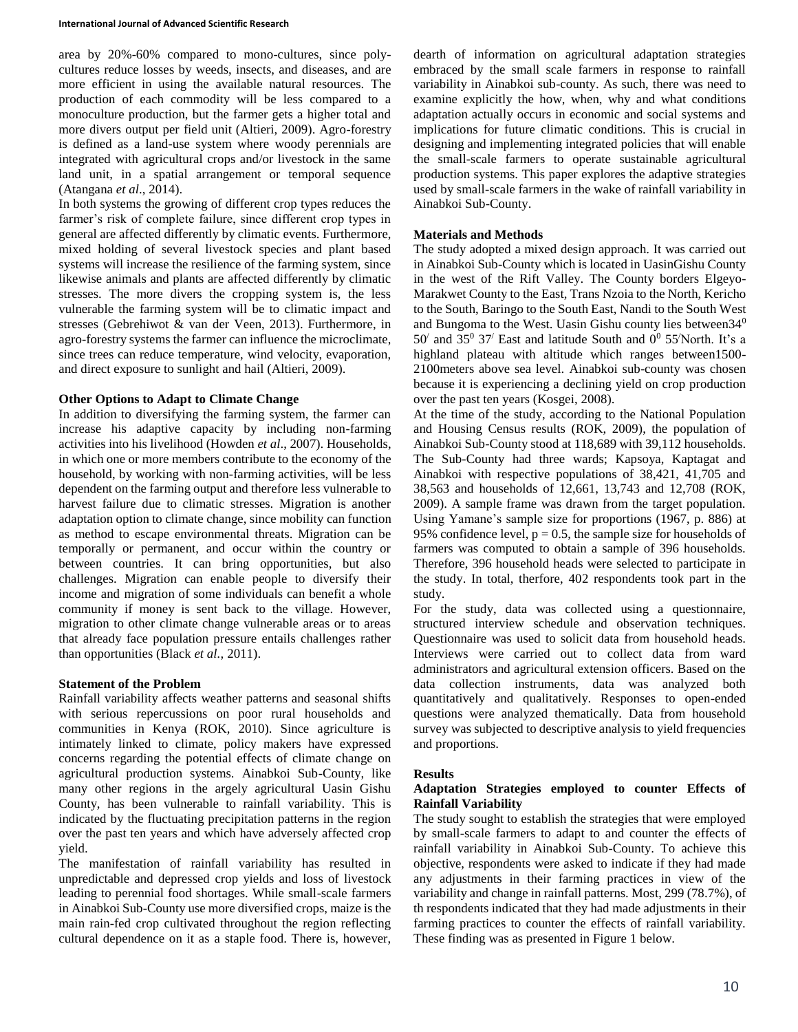area by 20%-60% compared to mono-cultures, since poly-cultures reduce losses by weeds, insects, and diseases, and are more efficient in using the available natural resources. The production of each commodity will be less compared to a monoculture production, but the farmer gets a higher total and more divers output per field unit (Altieri, 2009). Agro-forestry is defined as a land-use system where woody perennials are integrated with agricultural crops and/or livestock in the same land unit, in a spatial arrangement or temporal sequence (Atangana *et al*., 2014).

In both systems the growing of different crop types reduces the farmer's risk of complete failure, since different crop types in general are affected differently by climatic events. Furthermore, mixed holding of several livestock species and plant based systems will increase the resilience of the farming system, since likewise animals and plants are affected differently by climatic stresses. The more divers the cropping system is, the less vulnerable the farming system will be to climatic impact and stresses (Gebrehiwot & van der Veen, 2013). Furthermore, in agro-forestry systems the farmer can influence the microclimate, since trees can reduce temperature, wind velocity, evaporation, and direct exposure to sunlight and hail (Altieri, 2009).

**Other Options to Adapt to Climate Change**

In addition to diversifying the farming system, the farmer can increase his adaptive capacity by including non-farming activities into his livelihood (Howden *et al*., 2007). Households, in which one or more members contribute to the economy of the household, by working with non-farming activities, will be less dependent on the farming output and therefore less vulnerable to harvest failure due to climatic stresses. Migration is another adaptation option to climate change, since mobility can function as method to escape environmental threats. Migration can be temporally or permanent, and occur within the country or between countries. It can bring opportunities, but also challenges. Migration can enable people to diversify their income and migration of some individuals can benefit a whole community if money is sent back to the village. However, migration to other climate change vulnerable areas or to areas that already face population pressure entails challenges rather than opportunities (Black *et al.*, 2011).

**Statement of the Problem**

Rainfall variability affects weather patterns and seasonal shifts with serious repercussions on poor rural households and communities in Kenya (ROK, 2010). Since agriculture is intimately linked to climate, policy makers have expressed concerns regarding the potential effects of climate change on agricultural production systems. Ainabkoi Sub-County, like many other regions in the argely agricultural Uasin Gishu County, has been vulnerable to rainfall variability. This is indicated by the fluctuating precipitation patterns in the region over the past ten years and which have adversely affected crop yield.

The manifestation of rainfall variability has resulted in unpredictable and depressed crop yields and loss of livestock leading to perennial food shortages. While small-scale farmers in Ainabkoi Sub-County use more diversified crops, maize is the main rain-fed crop cultivated throughout the region reflecting cultural dependence on it as a staple food. There is, however, dearth of information on agricultural adaptation strategies embraced by the small scale farmers in response to rainfall variability in Ainabkoi sub-county. As such, there was need to examine explicitly the how, when, why and what conditions adaptation actually occurs in economic and social systems and implications for future climatic conditions. This is crucial in designing and implementing integrated policies that will enable the small-scale farmers to operate sustainable agricultural production systems. This paper explores the adaptive strategies used by small-scale farmers in the wake of rainfall variability in Ainabkoi Sub-County.

**Materials and Methods**

The study adopted a mixed design approach. It was carried out in Ainabkoi Sub-County which is located in UasinGishu County in the west of the Rift Valley. The County borders Elgeyo-Marakwet County to the East, Trans Nzoia to the North, Kericho to the South, Baringo to the South East, Nandi to the South West and Bungoma to the West. Uasin Gishu county lies between$34^0$ $50'$ and $35^0$ $37'$ East and latitude South and $0^0$ $55'$North. It's a highland plateau with altitude which ranges between1500-2100meters above sea level. Ainabkoi sub-county was chosen because it is experiencing a declining yield on crop production over the past ten years (Kosgei, 2008).

At the time of the study, according to the National Population and Housing Census results (ROK, 2009), the population of Ainabkoi Sub-County stood at 118,689 with 39,112 households. The Sub-County had three wards; Kapsoya, Kaptagat and Ainabkoi with respective populations of 38,421, 41,705 and 38,563 and households of 12,661, 13,743 and 12,708 (ROK, 2009). A sample frame was drawn from the target population. Using Yamane's sample size for proportions (1967, p. 886) at 95% confidence level, $p = 0.5$, the sample size for households of farmers was computed to obtain a sample of 396 households. Therefore, 396 household heads were selected to participate in the study. In total, therfore, 402 respondents took part in the study.

For the study, data was collected using a questionnaire, structured interview schedule and observation techniques. Questionnaire was used to solicit data from household heads. Interviews were carried out to collect data from ward administrators and agricultural extension officers. Based on the data collection instruments, data was analyzed both quantitatively and qualitatively. Responses to open-ended questions were analyzed thematically. Data from household survey was subjected to descriptive analysis to yield frequencies and proportions.

**Results**

**Adaptation Strategies employed to counter Effects of Rainfall Variability**

The study sought to establish the strategies that were employed by small-scale farmers to adapt to and counter the effects of rainfall variability in Ainabkoi Sub-County. To achieve this objective, respondents were asked to indicate if they had made any adjustments in their farming practices in view of the variability and change in rainfall patterns. Most, 299 (78.7%), of th respondents indicated that they had made adjustments in their farming practices to counter the effects of rainfall variability. These finding was as presented in Figure 1 below.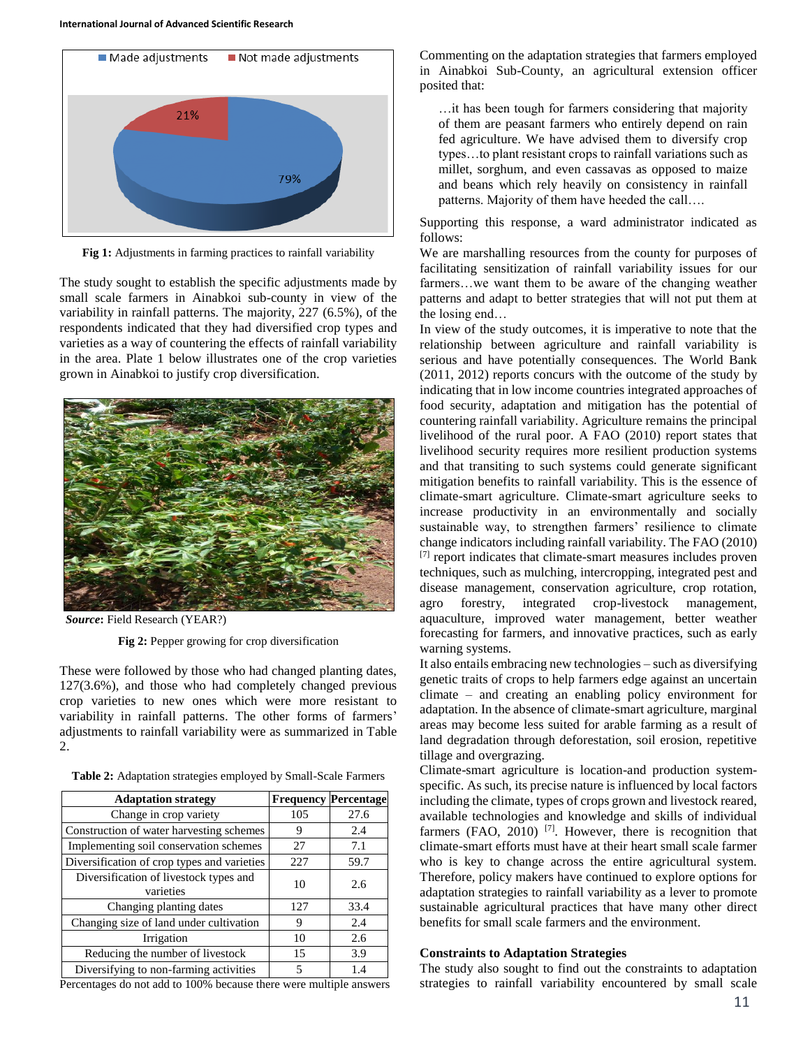Fig 1: Adjustments in farming practices to rainfall variability

The study sought to establish the specific adjustments made by small scale farmers in Ainabkoi sub-county in view of the variability in rainfall patterns. The majority, 227 (6.5%), of the respondents indicated that they had diversified crop types and varieties as a way of countering the effects of rainfall variability in the area. Plate 1 below illustrates one of the crop varieties grown in Ainabkoi to justify crop diversification.

***Source*****:** Field Research (YEAR?)

**Fig 2:** Pepper growing for crop diversification

These were followed by those who had changed planting dates, 127(3.6%), and those who had completely changed previous crop varieties to new ones which were more resistant to variability in rainfall patterns. The other forms of farmers' adjustments to rainfall variability were as summarized in Table 2.

**Table 2:** Adaptation strategies employed by Small-Scale Farmers

| Adaptation strategy | Frequency | Percentage |
|---|---|---|
| Change in crop variety | 105 | 27.6 |
| Construction of water harvesting schemes | 9 | 2.4 |
| Implementing soil conservation schemes | 27 | 7.1 |
| Diversification of crop types and varieties | 227 | 59.7 |
| Diversification of livestock types and varieties | 10 | 2.6 |
| Changing planting dates | 127 | 33.4 |
| Changing size of land under cultivation | 9 | 2.4 |
| Irrigation | 10 | 2.6 |
| Reducing the number of livestock | 15 | 3.9 |
| Diversifying to non-farming activities | 5 | 1.4 |

Percentages do not add to 100% because there were multiple answers

Commenting on the adaptation strategies that farmers employed in Ainabkoi Sub-County, an agricultural extension officer posited that:

> …it has been tough for farmers considering that majority of them are peasant farmers who entirely depend on rain fed agriculture. We have advised them to diversify crop types…to plant resistant crops to rainfall variations such as millet, sorghum, and even cassavas as opposed to maize and beans which rely heavily on consistency in rainfall patterns. Majority of them have heeded the call….

Supporting this response, a ward administrator indicated as follows:

We are marshalling resources from the county for purposes of facilitating sensitization of rainfall variability issues for our farmers…we want them to be aware of the changing weather patterns and adapt to better strategies that will not put them at the losing end…

In view of the study outcomes, it is imperative to note that the relationship between agriculture and rainfall variability is serious and have potentially consequences. The World Bank (2011, 2012) reports concurs with the outcome of the study by indicating that in low income countries integrated approaches of food security, adaptation and mitigation has the potential of countering rainfall variability. Agriculture remains the principal livelihood of the rural poor. A FAO (2010) report states that livelihood security requires more resilient production systems and that transiting to such systems could generate significant mitigation benefits to rainfall variability. This is the essence of climate-smart agriculture. Climate-smart agriculture seeks to increase productivity in an environmentally and socially sustainable way, to strengthen farmers' resilience to climate change indicators including rainfall variability. The FAO (2010) [7] report indicates that climate-smart measures includes proven techniques, such as mulching, intercropping, integrated pest and disease management, conservation agriculture, crop rotation, agro forestry, integrated crop-livestock management, aquaculture, improved water management, better weather forecasting for farmers, and innovative practices, such as early warning systems.

It also entails embracing new technologies – such as diversifying genetic traits of crops to help farmers edge against an uncertain climate – and creating an enabling policy environment for adaptation. In the absence of climate-smart agriculture, marginal areas may become less suited for arable farming as a result of land degradation through deforestation, soil erosion, repetitive tillage and overgrazing.

Climate-smart agriculture is location-and production system-specific. As such, its precise nature is influenced by local factors including the climate, types of crops grown and livestock reared, available technologies and knowledge and skills of individual farmers (FAO, 2010) [7]. However, there is recognition that climate-smart efforts must have at their heart small scale farmer who is key to change across the entire agricultural system. Therefore, policy makers have continued to explore options for adaptation strategies to rainfall variability as a lever to promote sustainable agricultural practices that have many other direct benefits for small scale farmers and the environment.

### Constraints to Adaptation Strategies

The study also sought to find out the constraints to adaptation strategies to rainfall variability encountered by small scale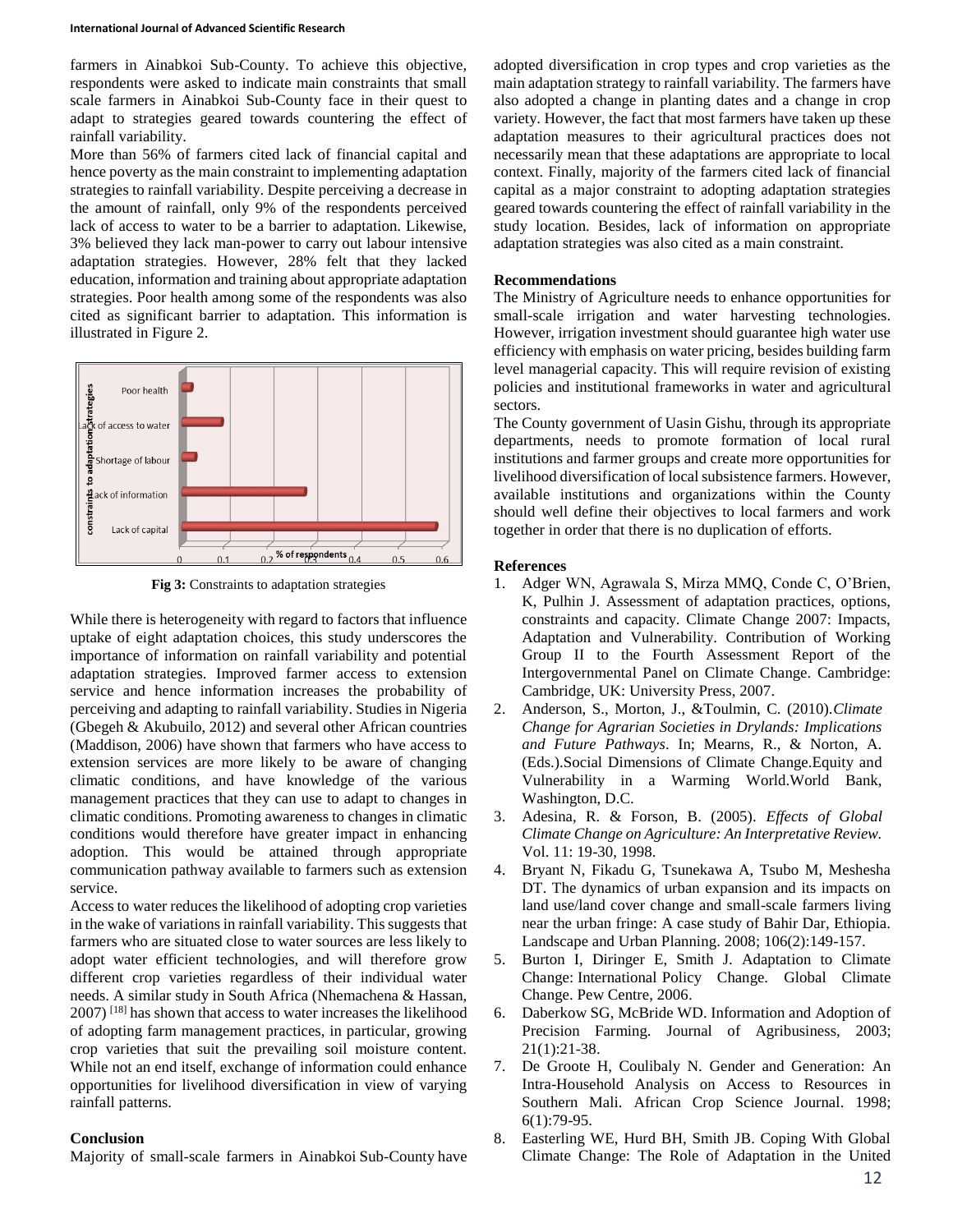farmers in Ainabkoi Sub-County. To achieve this objective, respondents were asked to indicate main constraints that small scale farmers in Ainabkoi Sub-County face in their quest to adapt to strategies geared towards countering the effect of rainfall variability.

More than 56% of farmers cited lack of financial capital and hence poverty as the main constraint to implementing adaptation strategies to rainfall variability. Despite perceiving a decrease in the amount of rainfall, only 9% of the respondents perceived lack of access to water to be a barrier to adaptation. Likewise, 3% believed they lack man-power to carry out labour intensive adaptation strategies. However, 28% felt that they lacked education, information and training about appropriate adaptation strategies. Poor health among some of the respondents was also cited as significant barrier to adaptation. This information is illustrated in Figure 2.

**Fig 3:** Constraints to adaptation strategies

While there is heterogeneity with regard to factors that influence uptake of eight adaptation choices, this study underscores the importance of information on rainfall variability and potential adaptation strategies. Improved farmer access to extension service and hence information increases the probability of perceiving and adapting to rainfall variability. Studies in Nigeria (Gbegeh & Akubuilo, 2012) and several other African countries (Maddison, 2006) have shown that farmers who have access to extension services are more likely to be aware of changing climatic conditions, and have knowledge of the various management practices that they can use to adapt to changes in climatic conditions. Promoting awareness to changes in climatic conditions would therefore have greater impact in enhancing adoption. This would be attained through appropriate communication pathway available to farmers such as extension service.

Access to water reduces the likelihood of adopting crop varieties in the wake of variations in rainfall variability. This suggests that farmers who are situated close to water sources are less likely to adopt water efficient technologies, and will therefore grow different crop varieties regardless of their individual water needs. A similar study in South Africa (Nhemachena & Hassan, 2007) [18] has shown that access to water increases the likelihood of adopting farm management practices, in particular, growing crop varieties that suit the prevailing soil moisture content. While not an end itself, exchange of information could enhance opportunities for livelihood diversification in view of varying rainfall patterns.

## Conclusion

Majority of small-scale farmers in Ainabkoi Sub-County have adopted diversification in crop types and crop varieties as the main adaptation strategy to rainfall variability. The farmers have also adopted a change in planting dates and a change in crop variety. However, the fact that most farmers have taken up these adaptation measures to their agricultural practices does not necessarily mean that these adaptations are appropriate to local context. Finally, majority of the farmers cited lack of financial capital as a major constraint to adopting adaptation strategies geared towards countering the effect of rainfall variability in the study location. Besides, lack of information on appropriate adaptation strategies was also cited as a main constraint.

## Recommendations

The Ministry of Agriculture needs to enhance opportunities for small-scale irrigation and water harvesting technologies. However, irrigation investment should guarantee high water use efficiency with emphasis on water pricing, besides building farm level managerial capacity. This will require revision of existing policies and institutional frameworks in water and agricultural sectors.

The County government of Uasin Gishu, through its appropriate departments, needs to promote formation of local rural institutions and farmer groups and create more opportunities for livelihood diversification of local subsistence farmers. However, available institutions and organizations within the County should well define their objectives to local farmers and work together in order that there is no duplication of efforts.

## References

1. Adger WN, Agrawala S, Mirza MMQ, Conde C, O'Brien, K, Pulhin J. Assessment of adaptation practices, options, constraints and capacity. Climate Change 2007: Impacts, Adaptation and Vulnerability. Contribution of Working Group II to the Fourth Assessment Report of the Intergovernmental Panel on Climate Change. Cambridge: Cambridge, UK: University Press, 2007.
2. Anderson, S., Morton, J., &Toulmin, C. (2010).*Climate Change for Agrarian Societies in Drylands: Implications and Future Pathways*. In; Mearns, R., & Norton, A. (Eds.).Social Dimensions of Climate Change.Equity and Vulnerability in a Warming World.World Bank, Washington, D.C.
3. Adesina, R. & Forson, B. (2005). *Effects of Global Climate Change on Agriculture: An Interpretative Review.* Vol. 11: 19-30, 1998.
4. Bryant N, Fikadu G, Tsunekawa A, Tsubo M, Meshesha DT. The dynamics of urban expansion and its impacts on land use/land cover change and small-scale farmers living near the urban fringe: A case study of Bahir Dar, Ethiopia. Landscape and Urban Planning. 2008; 106(2):149-157.
5. Burton I, Diringer E, Smith J. Adaptation to Climate Change: International Policy Change. Global Climate Change. Pew Centre, 2006.
6. Daberkow SG, McBride WD. Information and Adoption of Precision Farming. Journal of Agribusiness, 2003; 21(1):21-38.
7. De Groote H, Coulibaly N. Gender and Generation: An Intra-Household Analysis on Access to Resources in Southern Mali. African Crop Science Journal. 1998; 6(1):79-95.
8. Easterling WE, Hurd BH, Smith JB. Coping With Global Climate Change: The Role of Adaptation in the United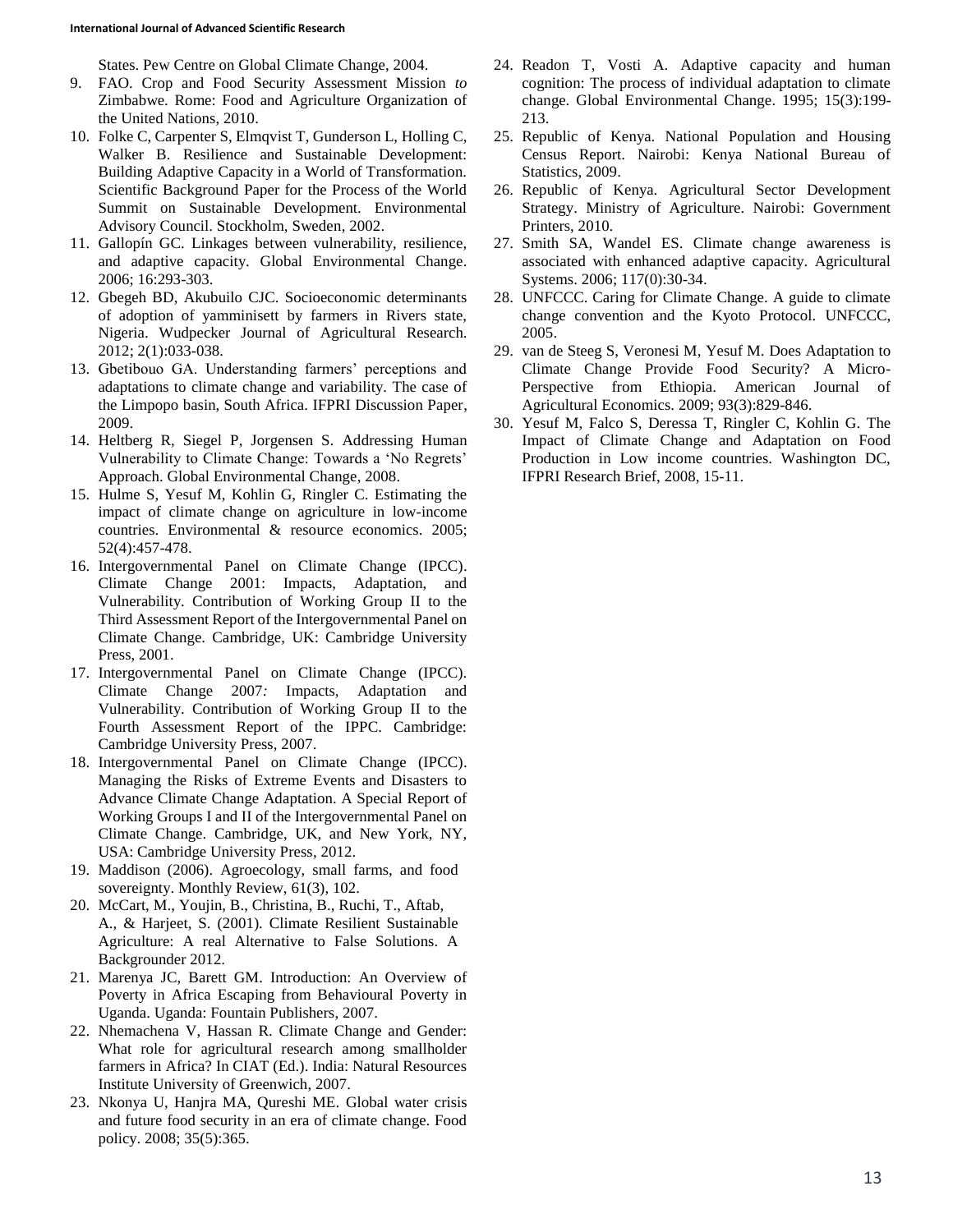States. Pew Centre on Global Climate Change, 2004.

9. FAO. Crop and Food Security Assessment Mission *to* Zimbabwe. Rome: Food and Agriculture Organization of the United Nations, 2010.
10. Folke C, Carpenter S, Elmqvist T, Gunderson L, Holling C, Walker B. Resilience and Sustainable Development: Building Adaptive Capacity in a World of Transformation. Scientific Background Paper for the Process of the World Summit on Sustainable Development. Environmental Advisory Council. Stockholm, Sweden, 2002.
11. Gallopín GC. Linkages between vulnerability, resilience, and adaptive capacity. Global Environmental Change. 2006; 16:293-303.
12. Gbegeh BD, Akubuilo CJC. Socioeconomic determinants of adoption of yamminisett by farmers in Rivers state, Nigeria. Wudpecker Journal of Agricultural Research. 2012; 2(1):033-038.
13. Gbetibouo GA. Understanding farmers' perceptions and adaptations to climate change and variability. The case of the Limpopo basin, South Africa. IFPRI Discussion Paper, 2009.
14. Heltberg R, Siegel P, Jorgensen S. Addressing Human Vulnerability to Climate Change: Towards a 'No Regrets' Approach. Global Environmental Change, 2008.
15. Hulme S, Yesuf M, Kohlin G, Ringler C. Estimating the impact of climate change on agriculture in low-income countries. Environmental & resource economics. 2005; 52(4):457-478.
16. Intergovernmental Panel on Climate Change (IPCC). Climate Change 2001: Impacts, Adaptation, and Vulnerability. Contribution of Working Group II to the Third Assessment Report of the Intergovernmental Panel on Climate Change. Cambridge, UK: Cambridge University Press, 2001.
17. Intergovernmental Panel on Climate Change (IPCC). Climate Change 2007*:* Impacts, Adaptation and Vulnerability. Contribution of Working Group II to the Fourth Assessment Report of the IPPC. Cambridge: Cambridge University Press, 2007.
18. Intergovernmental Panel on Climate Change (IPCC). Managing the Risks of Extreme Events and Disasters to Advance Climate Change Adaptation. A Special Report of Working Groups I and II of the Intergovernmental Panel on Climate Change. Cambridge, UK, and New York, NY, USA: Cambridge University Press, 2012.
19. Maddison (2006). Agroecology, small farms, and food sovereignty. Monthly Review, 61(3), 102.
20. McCart, M., Youjin, B., Christina, B., Ruchi, T., Aftab, A., & Harjeet, S. (2001). Climate Resilient Sustainable Agriculture: A real Alternative to False Solutions. A Backgrounder 2012.
21. Marenya JC, Barett GM. Introduction: An Overview of Poverty in Africa Escaping from Behavioural Poverty in Uganda. Uganda: Fountain Publishers, 2007.
22. Nhemachena V, Hassan R. Climate Change and Gender: What role for agricultural research among smallholder farmers in Africa? In CIAT (Ed.). India: Natural Resources Institute University of Greenwich, 2007.
23. Nkonya U, Hanjra MA, Qureshi ME. Global water crisis and future food security in an era of climate change. Food policy. 2008; 35(5):365.
24. Readon T, Vosti A. Adaptive capacity and human cognition: The process of individual adaptation to climate change. Global Environmental Change. 1995; 15(3):199-213.
25. Republic of Kenya. National Population and Housing Census Report. Nairobi: Kenya National Bureau of Statistics, 2009.
26. Republic of Kenya. Agricultural Sector Development Strategy. Ministry of Agriculture. Nairobi: Government Printers, 2010.
27. Smith SA, Wandel ES. Climate change awareness is associated with enhanced adaptive capacity. Agricultural Systems. 2006; 117(0):30-34.
28. UNFCCC. Caring for Climate Change. A guide to climate change convention and the Kyoto Protocol. UNFCCC, 2005.
29. van de Steeg S, Veronesi M, Yesuf M. Does Adaptation to Climate Change Provide Food Security? A Micro-Perspective from Ethiopia. American Journal of Agricultural Economics. 2009; 93(3):829-846.
30. Yesuf M, Falco S, Deressa T, Ringler C, Kohlin G. The Impact of Climate Change and Adaptation on Food Production in Low income countries. Washington DC, IFPRI Research Brief, 2008, 15-11.